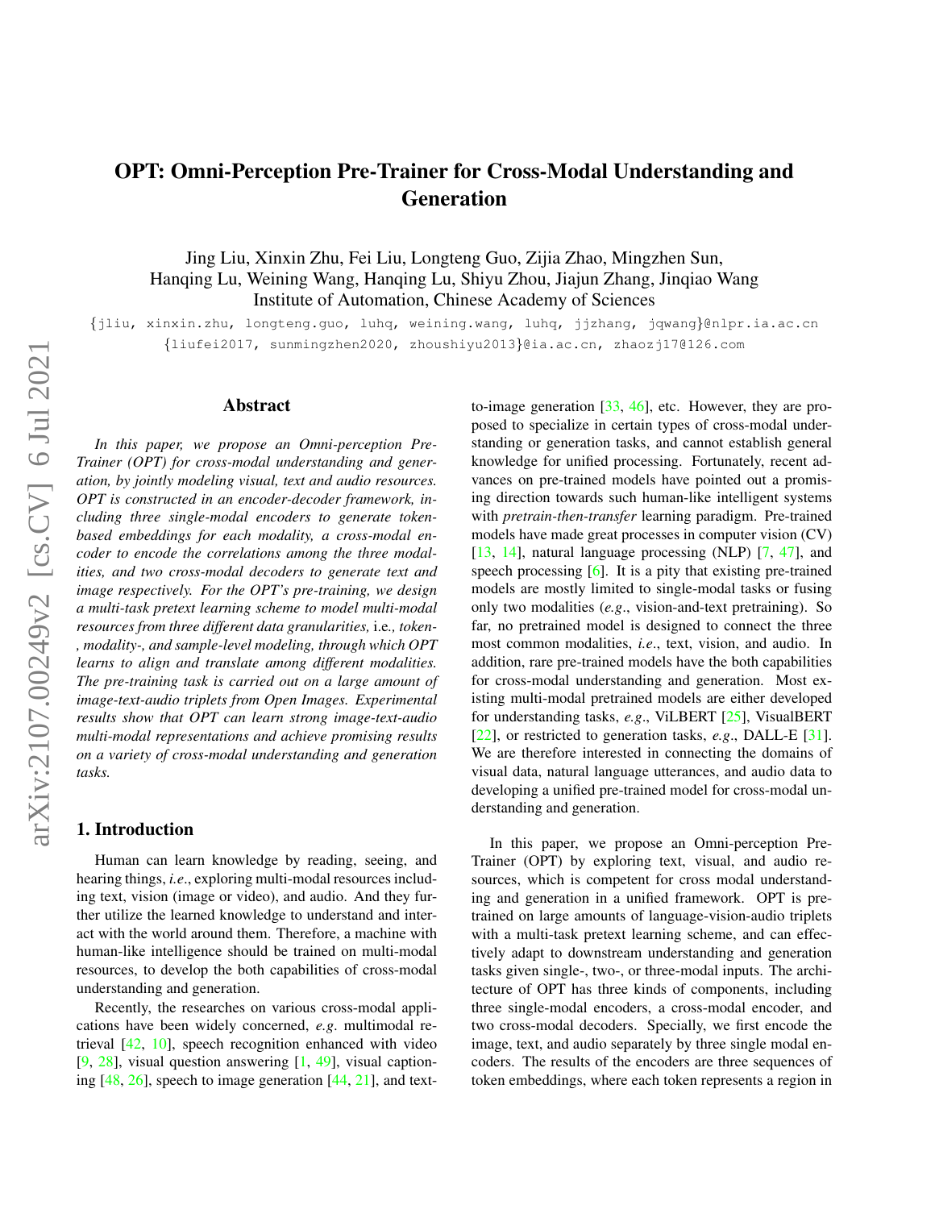# OPT: Omni-Perception Pre-Trainer for Cross-Modal Understanding and Generation

Jing Liu, Xinxin Zhu, Fei Liu, Longteng Guo, Zijia Zhao, Mingzhen Sun, Hanqing Lu, Weining Wang, Hanqing Lu, Shiyu Zhou, Jiajun Zhang, Jinqiao Wang
Institute of Automation, Chinese Academy of Sciences

{jliu, xinxin.zhu, longteng.guo, luhq, weining.wang, luhq, jjzhang, jqwang}@nlpr.ia.ac.cn
{liufei2017, sunmingzhen2020, zhoushiyu2013}@ia.ac.cn, zhaozj17@126.com

## Abstract

*In this paper, we propose an Omni-perception Pre-Trainer (OPT) for cross-modal understanding and generation, by jointly modeling visual, text and audio resources. OPT is constructed in an encoder-decoder framework, including three single-modal encoders to generate token-based embeddings for each modality, a cross-modal encoder to encode the correlations among the three modalities, and two cross-modal decoders to generate text and image respectively. For the OPT's pre-training, we design a multi-task pretext learning scheme to model multi-modal resources from three different data granularities,* i.e.*, token-, modality-, and sample-level modeling, through which OPT learns to align and translate among different modalities. The pre-training task is carried out on a large amount of image-text-audio triplets from Open Images. Experimental results show that OPT can learn strong image-text-audio multi-modal representations and achieve promising results on a variety of cross-modal understanding and generation tasks.*

## 1. Introduction

Human can learn knowledge by reading, seeing, and hearing things, *i.e*., exploring multi-modal resources including text, vision (image or video), and audio. And they further utilize the learned knowledge to understand and interact with the world around them. Therefore, a machine with human-like intelligence should be trained on multi-modal resources, to develop the both capabilities of cross-modal understanding and generation.

Recently, the researches on various cross-modal applications have been widely concerned, *e.g*. multimodal retrieval [42, 10], speech recognition enhanced with video [9, 28], visual question answering [1, 49], visual captioning [48, 26], speech to image generation [44, 21], and text-to-image generation [33, 46], etc. However, they are proposed to specialize in certain types of cross-modal understanding or generation tasks, and cannot establish general knowledge for unified processing. Fortunately, recent advances on pre-trained models have pointed out a promising direction towards such human-like intelligent systems with *pretrain-then-transfer* learning paradigm. Pre-trained models have made great processes in computer vision (CV) [13, 14], natural language processing (NLP) [7, 47], and speech processing [6]. It is a pity that existing pre-trained models are mostly limited to single-modal tasks or fusing only two modalities (*e.g*., vision-and-text pretraining). So far, no pretrained model is designed to connect the three most common modalities, *i.e*., text, vision, and audio. In addition, rare pre-trained models have the both capabilities for cross-modal understanding and generation. Most existing multi-modal pretrained models are either developed for understanding tasks, *e.g*., ViLBERT [25], VisualBERT [22], or restricted to generation tasks, *e.g*., DALL-E [31]. We are therefore interested in connecting the domains of visual data, natural language utterances, and audio data to developing a unified pre-trained model for cross-modal understanding and generation.

In this paper, we propose an Omni-perception Pre-Trainer (OPT) by exploring text, visual, and audio resources, which is competent for cross modal understanding and generation in a unified framework. OPT is pre-trained on large amounts of language-vision-audio triplets with a multi-task pretext learning scheme, and can effectively adapt to downstream understanding and generation tasks given single-, two-, or three-modal inputs. The architecture of OPT has three kinds of components, including three single-modal encoders, a cross-modal encoder, and two cross-modal decoders. Specially, we first encode the image, text, and audio separately by three single modal encoders. The results of the encoders are three sequences of token embeddings, where each token represents a region in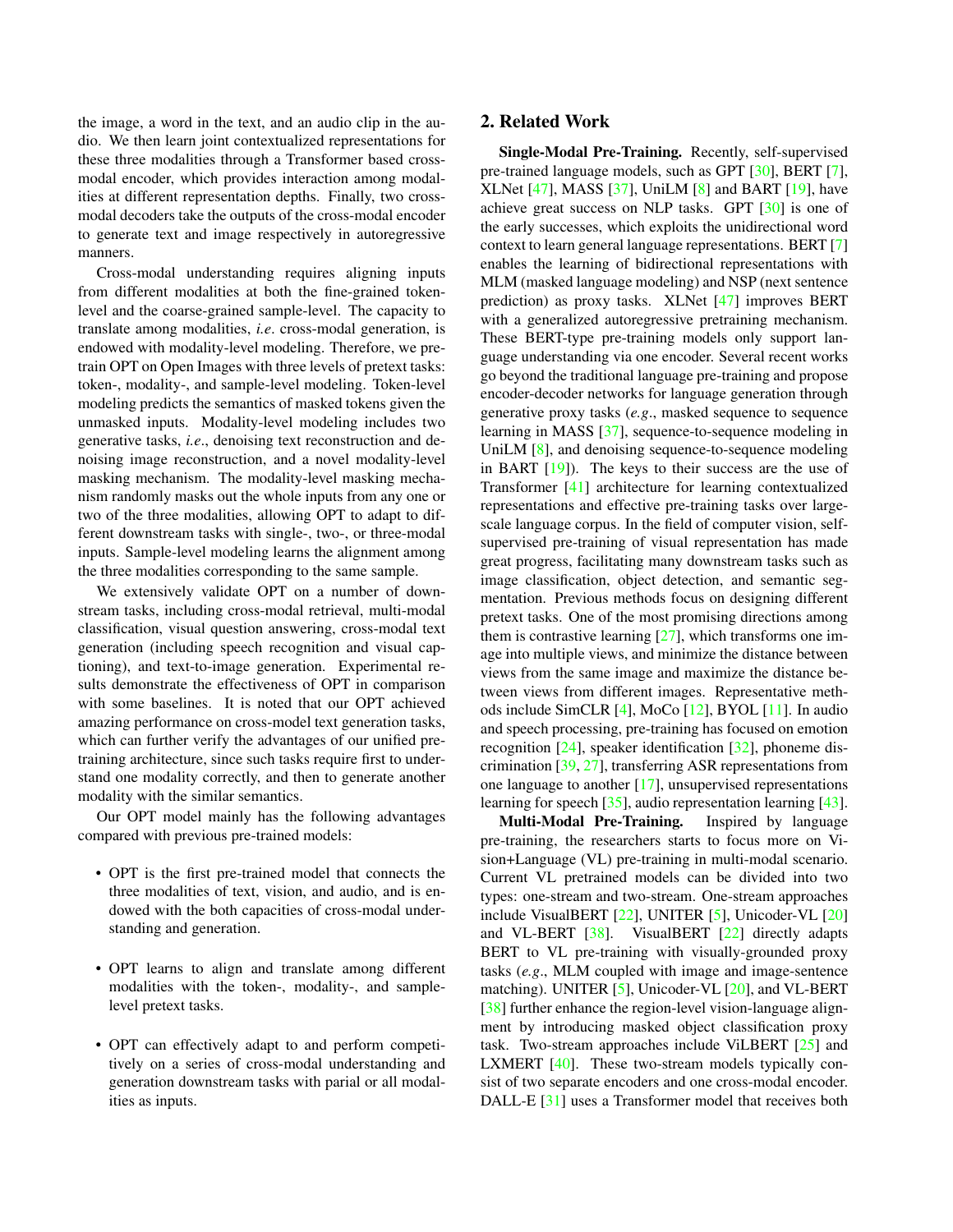the image, a word in the text, and an audio clip in the audio. We then learn joint contextualized representations for these three modalities through a Transformer based cross-modal encoder, which provides interaction among modalities at different representation depths. Finally, two cross-modal decoders take the outputs of the cross-modal encoder to generate text and image respectively in autoregressive manners.

Cross-modal understanding requires aligning inputs from different modalities at both the fine-grained token-level and the coarse-grained sample-level. The capacity to translate among modalities, *i.e*. cross-modal generation, is endowed with modality-level modeling. Therefore, we pretrain OPT on Open Images with three levels of pretext tasks: token-, modality-, and sample-level modeling. Token-level modeling predicts the semantics of masked tokens given the unmasked inputs. Modality-level modeling includes two generative tasks, *i.e*., denoising text reconstruction and denoising image reconstruction, and a novel modality-level masking mechanism. The modality-level masking mechanism randomly masks out the whole inputs from any one or two of the three modalities, allowing OPT to adapt to different downstream tasks with single-, two-, or three-modal inputs. Sample-level modeling learns the alignment among the three modalities corresponding to the same sample.

We extensively validate OPT on a number of downstream tasks, including cross-modal retrieval, multi-modal classification, visual question answering, cross-modal text generation (including speech recognition and visual captioning), and text-to-image generation. Experimental results demonstrate the effectiveness of OPT in comparison with some baselines. It is noted that our OPT achieved amazing performance on cross-model text generation tasks, which can further verify the advantages of our unified pretraining architecture, since such tasks require first to understand one modality correctly, and then to generate another modality with the similar semantics.

Our OPT model mainly has the following advantages compared with previous pre-trained models:

- OPT is the first pre-trained model that connects the three modalities of text, vision, and audio, and is endowed with the both capacities of cross-modal understanding and generation.
- OPT learns to align and translate among different modalities with the token-, modality-, and sample-level pretext tasks.
- OPT can effectively adapt to and perform competitively on a series of cross-modal understanding and generation downstream tasks with parial or all modalities as inputs.

## 2. Related Work

**Single-Modal Pre-Training.** Recently, self-supervised pre-trained language models, such as GPT [30], BERT [7], XLNet [47], MASS [37], UniLM [8] and BART [19], have achieve great success on NLP tasks. GPT [30] is one of the early successes, which exploits the unidirectional word context to learn general language representations. BERT [7] enables the learning of bidirectional representations with MLM (masked language modeling) and NSP (next sentence prediction) as proxy tasks. XLNet [47] improves BERT with a generalized autoregressive pretraining mechanism. These BERT-type pre-training models only support language understanding via one encoder. Several recent works go beyond the traditional language pre-training and propose encoder-decoder networks for language generation through generative proxy tasks (*e.g*., masked sequence to sequence learning in MASS [37], sequence-to-sequence modeling in UniLM [8], and denoising sequence-to-sequence modeling in BART [19]). The keys to their success are the use of Transformer [41] architecture for learning contextualized representations and effective pre-training tasks over large-scale language corpus. In the field of computer vision, self-supervised pre-training of visual representation has made great progress, facilitating many downstream tasks such as image classification, object detection, and semantic segmentation. Previous methods focus on designing different pretext tasks. One of the most promising directions among them is contrastive learning [27], which transforms one image into multiple views, and minimize the distance between views from the same image and maximize the distance between views from different images. Representative methods include SimCLR [4], MoCo [12], BYOL [11]. In audio and speech processing, pre-training has focused on emotion recognition [24], speaker identification [32], phoneme discrimination [39, 27], transferring ASR representations from one language to another [17], unsupervised representations learning for speech [35], audio representation learning [43].

**Multi-Modal Pre-Training.** Inspired by language pre-training, the researchers starts to focus more on Vision+Language (VL) pre-training in multi-modal scenario. Current VL pretrained models can be divided into two types: one-stream and two-stream. One-stream approaches include VisualBERT [22], UNITER [5], Unicoder-VL [20] and VL-BERT [38]. VisualBERT [22] directly adapts BERT to VL pre-training with visually-grounded proxy tasks (*e.g*., MLM coupled with image and image-sentence matching). UNITER [5], Unicoder-VL [20], and VL-BERT [38] further enhance the region-level vision-language alignment by introducing masked object classification proxy task. Two-stream approaches include ViLBERT [25] and LXMERT [40]. These two-stream models typically consist of two separate encoders and one cross-modal encoder. DALL-E [31] uses a Transformer model that receives both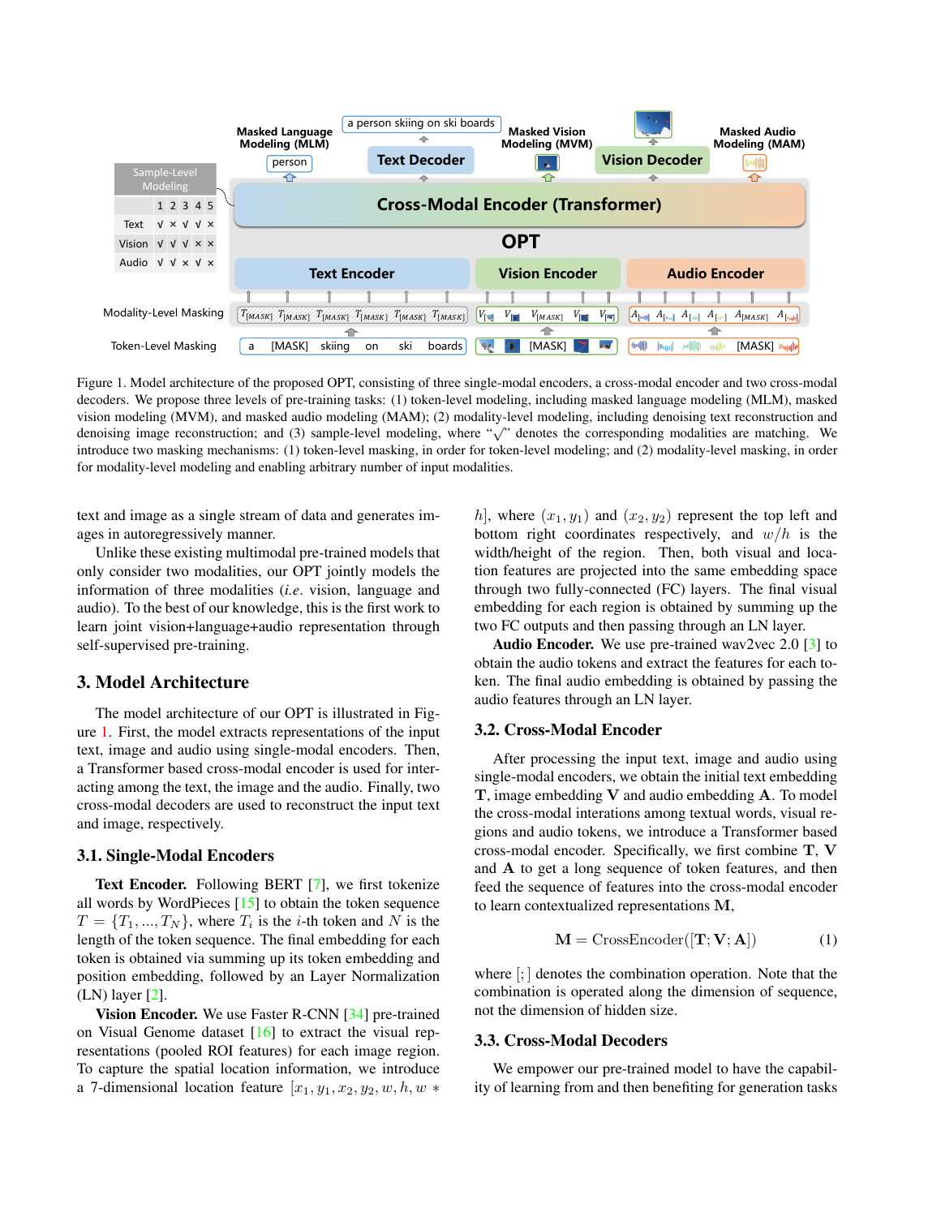Figure 1. Model architecture of the proposed OPT, consisting of three single-modal encoders, a cross-modal encoder and two cross-modal decoders. We propose three levels of pre-training tasks: (1) token-level modeling, including masked language modeling (MLM), masked vision modeling (MVM), and masked audio modeling (MAM); (2) modality-level modeling, including denoising text reconstruction and denoising image reconstruction; and (3) sample-level modeling, where "$\surd$" denotes the corresponding modalities are matching. We introduce two masking mechanisms: (1) token-level masking, in order for token-level modeling; and (2) modality-level masking, in order for modality-level modeling and enabling arbitrary number of input modalities.

text and image as a single stream of data and generates images in autoregressively manner.

Unlike these existing multimodal pre-trained models that only consider two modalities, our OPT jointly models the information of three modalities (*i.e*. vision, language and audio). To the best of our knowledge, this is the first work to learn joint vision+language+audio representation through self-supervised pre-training.

## 3. Model Architecture

The model architecture of our OPT is illustrated in Figure 1. First, the model extracts representations of the input text, image and audio using single-modal encoders. Then, a Transformer based cross-modal encoder is used for interacting among the text, the image and the audio. Finally, two cross-modal decoders are used to reconstruct the input text and image, respectively.

### 3.1. Single-Modal Encoders

**Text Encoder.** Following BERT [7], we first tokenize all words by WordPieces [15] to obtain the token sequence $T = \{T_1, ..., T_N\}$, where $T_i$ is the $i$-th token and $N$ is the length of the token sequence. The final embedding for each token is obtained via summing up its token embedding and position embedding, followed by an Layer Normalization (LN) layer [2].

**Vision Encoder.** We use Faster R-CNN [34] pre-trained on Visual Genome dataset [16] to extract the visual representations (pooled ROI features) for each image region. To capture the spatial location information, we introduce a 7-dimensional location feature $[x_1, y_1, x_2, y_2, w, h, w * h]$, where $(x_1, y_1)$ and $(x_2, y_2)$ represent the top left and bottom right coordinates respectively, and $w/h$ is the width/height of the region. Then, both visual and location features are projected into the same embedding space through two fully-connected (FC) layers. The final visual embedding for each region is obtained by summing up the two FC outputs and then passing through an LN layer.

**Audio Encoder.** We use pre-trained wav2vec 2.0 [3] to obtain the audio tokens and extract the features for each token. The final audio embedding is obtained by passing the audio features through an LN layer.

### 3.2. Cross-Modal Encoder

After processing the input text, image and audio using single-modal encoders, we obtain the initial text embedding $\mathbf{T}$, image embedding $\mathbf{V}$ and audio embedding $\mathbf{A}$. To model the cross-modal interations among textual words, visual regions and audio tokens, we introduce a Transformer based cross-modal encoder. Specifically, we first combine $\mathbf{T}$, $\mathbf{V}$ and $\mathbf{A}$ to get a long sequence of token features, and then feed the sequence of features into the cross-modal encoder to learn contextualized representations $\mathbf{M}$,

$$\mathbf{M} = \text{CrossEncoder}([\mathbf{T}; \mathbf{V}; \mathbf{A}]) \tag{1}$$

where $[;]$ denotes the combination operation. Note that the combination is operated along the dimension of sequence, not the dimension of hidden size.

### 3.3. Cross-Modal Decoders

We empower our pre-trained model to have the capability of learning from and then benefiting for generation tasks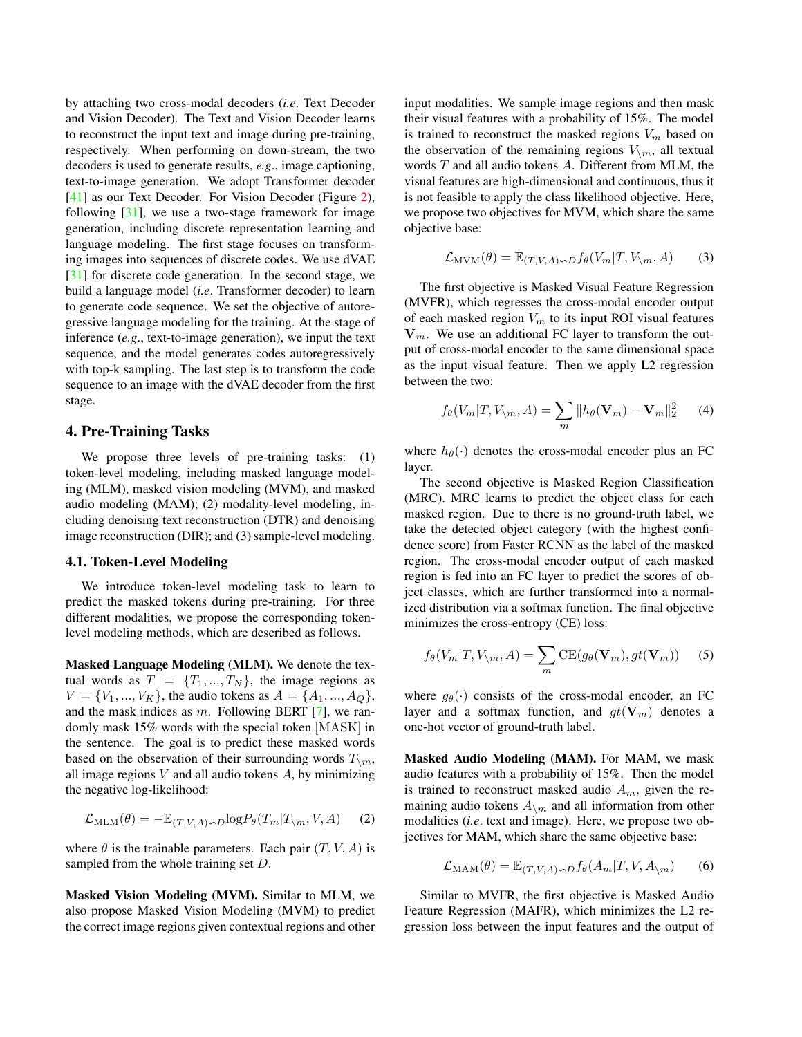by attaching two cross-modal decoders (*i.e*. Text Decoder and Vision Decoder). The Text and Vision Decoder learns to reconstruct the input text and image during pre-training, respectively. When performing on down-stream, the two decoders is used to generate results, *e.g*., image captioning, text-to-image generation. We adopt Transformer decoder [41] as our Text Decoder. For Vision Decoder (Figure 2), following [31], we use a two-stage framework for image generation, including discrete representation learning and language modeling. The first stage focuses on transforming images into sequences of discrete codes. We use dVAE [31] for discrete code generation. In the second stage, we build a language model (*i.e*. Transformer decoder) to learn to generate code sequence. We set the objective of autoregressive language modeling for the training. At the stage of inference (*e.g*., text-to-image generation), we input the text sequence, and the model generates codes autoregressively with top-k sampling. The last step is to transform the code sequence to an image with the dVAE decoder from the first stage.

## 4. Pre-Training Tasks

We propose three levels of pre-training tasks: (1) token-level modeling, including masked language modeling (MLM), masked vision modeling (MVM), and masked audio modeling (MAM); (2) modality-level modeling, including denoising text reconstruction (DTR) and denoising image reconstruction (DIR); and (3) sample-level modeling.

### 4.1. Token-Level Modeling

We introduce token-level modeling task to learn to predict the masked tokens during pre-training. For three different modalities, we propose the corresponding token-level modeling methods, which are described as follows.

**Masked Language Modeling (MLM).** We denote the textual words as $T = \{T_1, ..., T_N\}$, the image regions as $V = \{V_1, ..., V_K\}$, the audio tokens as $A = \{A_1, ..., A_Q\}$, and the mask indices as $m$. Following BERT [7], we randomly mask 15% words with the special token [MASK] in the sentence. The goal is to predict these masked words based on the observation of their surrounding words $T_{\setminus m}$, all image regions $V$ and all audio tokens $A$, by minimizing the negative log-likelihood:

$$\mathcal{L}_{\text{MLM}}(\theta) = -\mathbb{E}_{(T,V,A)\backsim D}\log P_\theta(T_m|T_{\setminus m}, V, A) \quad (2)$$

where $\theta$ is the trainable parameters. Each pair $(T, V, A)$ is sampled from the whole training set $D$.

**Masked Vision Modeling (MVM).** Similar to MLM, we also propose Masked Vision Modeling (MVM) to predict the correct image regions given contextual regions and other input modalities. We sample image regions and then mask their visual features with a probability of 15%. The model is trained to reconstruct the masked regions $V_m$ based on the observation of the remaining regions $V_{\setminus m}$, all textual words $T$ and all audio tokens $A$. Different from MLM, the visual features are high-dimensional and continuous, thus it is not feasible to apply the class likelihood objective. Here, we propose two objectives for MVM, which share the same objective base:

$$\mathcal{L}_{\text{MVM}}(\theta) = \mathbb{E}_{(T,V,A)\backsim D} f_\theta(V_m|T, V_{\setminus m}, A) \quad (3)$$

The first objective is Masked Visual Feature Regression (MVFR), which regresses the cross-modal encoder output of each masked region $V_m$ to its input ROI visual features $\mathbf{V}_m$. We use an additional FC layer to transform the output of cross-modal encoder to the same dimensional space as the input visual feature. Then we apply L2 regression between the two:

$$f_\theta(V_m|T, V_{\setminus m}, A) = \sum_m \|h_\theta(\mathbf{V}_m) - \mathbf{V}_m\|_2^2 \quad (4)$$

where $h_\theta(\cdot)$ denotes the cross-modal encoder plus an FC layer.

The second objective is Masked Region Classification (MRC). MRC learns to predict the object class for each masked region. Due to there is no ground-truth label, we take the detected object category (with the highest confidence score) from Faster RCNN as the label of the masked region. The cross-modal encoder output of each masked region is fed into an FC layer to predict the scores of object classes, which are further transformed into a normalized distribution via a softmax function. The final objective minimizes the cross-entropy (CE) loss:

$$f_\theta(V_m|T, V_{\setminus m}, A) = \sum_m \text{CE}(g_\theta(\mathbf{V}_m), gt(\mathbf{V}_m)) \quad (5)$$

where $g_\theta(\cdot)$ consists of the cross-modal encoder, an FC layer and a softmax function, and $gt(\mathbf{V}_m)$ denotes a one-hot vector of ground-truth label.

**Masked Audio Modeling (MAM).** For MAM, we mask audio features with a probability of 15%. Then the model is trained to reconstruct masked audio $A_m$, given the remaining audio tokens $A_{\setminus m}$ and all information from other modalities (*i.e*. text and image). Here, we propose two objectives for MAM, which share the same objective base:

$$\mathcal{L}_{\text{MAM}}(\theta) = \mathbb{E}_{(T,V,A)\backsim D} f_\theta(A_m|T, V, A_{\setminus m}) \quad (6)$$

Similar to MVFR, the first objective is Masked Audio Feature Regression (MAFR), which minimizes the L2 regression loss between the input features and the output of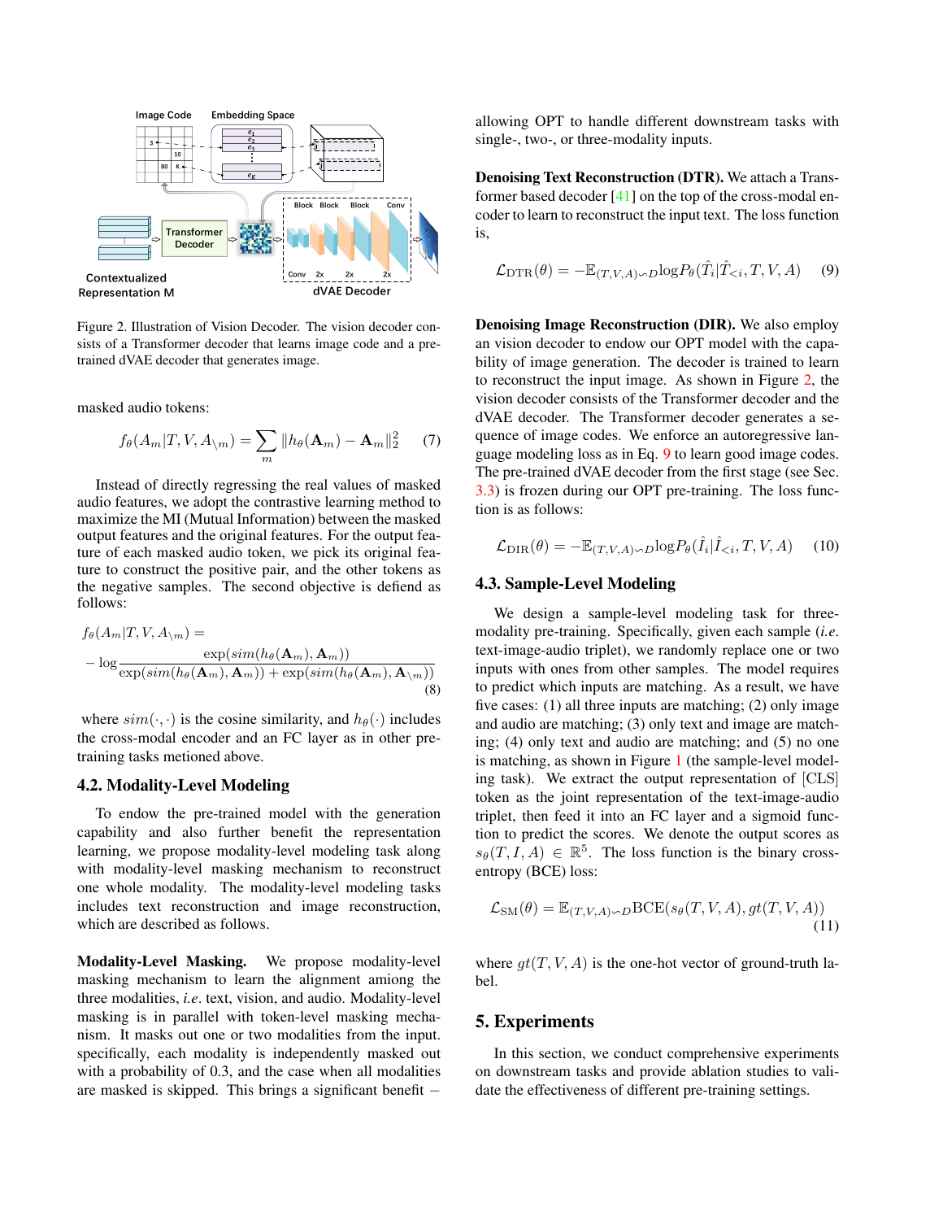Figure 2. Illustration of Vision Decoder. The vision decoder consists of a Transformer decoder that learns image code and a pre-trained dVAE decoder that generates image.

masked audio tokens:

$$f_\theta(A_m|T,V,A_{\setminus m}) = \sum_m \|h_\theta(\mathbf{A}_m) - \mathbf{A}_m\|_2^2 \quad (7)$$

Instead of directly regressing the real values of masked audio features, we adopt the contrastive learning method to maximize the MI (Mutual Information) between the masked output features and the original features. For the output feature of each masked audio token, we pick its original feature to construct the positive pair, and the other tokens as the negative samples. The second objective is defiend as follows:

$$f_\theta(A_m|T,V,A_{\setminus m}) = \\ -\log \frac{\exp(sim(h_\theta(\mathbf{A}_m),\mathbf{A}_m))}{\exp(sim(h_\theta(\mathbf{A}_m),\mathbf{A}_m)) + \exp(sim(h_\theta(\mathbf{A}_m),\mathbf{A}_{\setminus m}))} \quad (8)$$

where $sim(\cdot,\cdot)$ is the cosine similarity, and $h_\theta(\cdot)$ includes the cross-modal encoder and an FC layer as in other pre-training tasks metioned above.

## 4.2. Modality-Level Modeling

To endow the pre-trained model with the generation capability and also further benefit the representation learning, we propose modality-level modeling task along with modality-level masking mechanism to reconstruct one whole modality. The modality-level modeling tasks includes text reconstruction and image reconstruction, which are described as follows.

**Modality-Level Masking.** We propose modality-level masking mechanism to learn the alignment amiong the three modalities, *i.e.* text, vision, and audio. Modality-level masking is in parallel with token-level masking mechanism. It masks out one or two modalities from the input. specifically, each modality is independently masked out with a probability of 0.3, and the case when all modalities are masked is skipped. This brings a significant benefit – allowing OPT to handle different downstream tasks with single-, two-, or three-modality inputs.

**Denoising Text Reconstruction (DTR).** We attach a Transformer based decoder [41] on the top of the cross-modal encoder to learn to reconstruct the input text. The loss function is,

$$\mathcal{L}_{\mathrm{DTR}}(\theta) = -\mathbb{E}_{(T,V,A)\backsim D}\log P_\theta(\hat{T}_i|\hat{T}_{<i},T,V,A) \quad (9)$$

**Denoising Image Reconstruction (DIR).** We also employ an vision decoder to endow our OPT model with the capability of image generation. The decoder is trained to learn to reconstruct the input image. As shown in Figure 2, the vision decoder consists of the Transformer decoder and the dVAE decoder. The Transformer decoder generates a sequence of image codes. We enforce an autoregressive language modeling loss as in Eq. 9 to learn good image codes. The pre-trained dVAE decoder from the first stage (see Sec. 3.3) is frozen during our OPT pre-training. The loss function is as follows:

$$\mathcal{L}_{\mathrm{DIR}}(\theta) = -\mathbb{E}_{(T,V,A)\backsim D}\log P_\theta(\hat{I}_i|\hat{I}_{<i},T,V,A) \quad (10)$$

## 4.3. Sample-Level Modeling

We design a sample-level modeling task for three-modality pre-training. Specifically, given each sample (*i.e.* text-image-audio triplet), we randomly replace one or two inputs with ones from other samples. The model requires to predict which inputs are matching. As a result, we have five cases: (1) all three inputs are matching; (2) only image and audio are matching; (3) only text and image are matching; (4) only text and audio are matching; and (5) no one is matching, as shown in Figure 1 (the sample-level modeling task). We extract the output representation of [CLS] token as the joint representation of the text-image-audio triplet, then feed it into an FC layer and a sigmoid function to predict the scores. We denote the output scores as $s_\theta(T,I,A) \in \mathbb{R}^5$. The loss function is the binary cross-entropy (BCE) loss:

$$\mathcal{L}_{\mathrm{SM}}(\theta) = \mathbb{E}_{(T,V,A)\backsim D}\mathrm{BCE}(s_\theta(T,V,A), gt(T,V,A)) \quad (11)$$

where $gt(T,V,A)$ is the one-hot vector of ground-truth label.

# 5. Experiments

In this section, we conduct comprehensive experiments on downstream tasks and provide ablation studies to validate the effectiveness of different pre-training settings.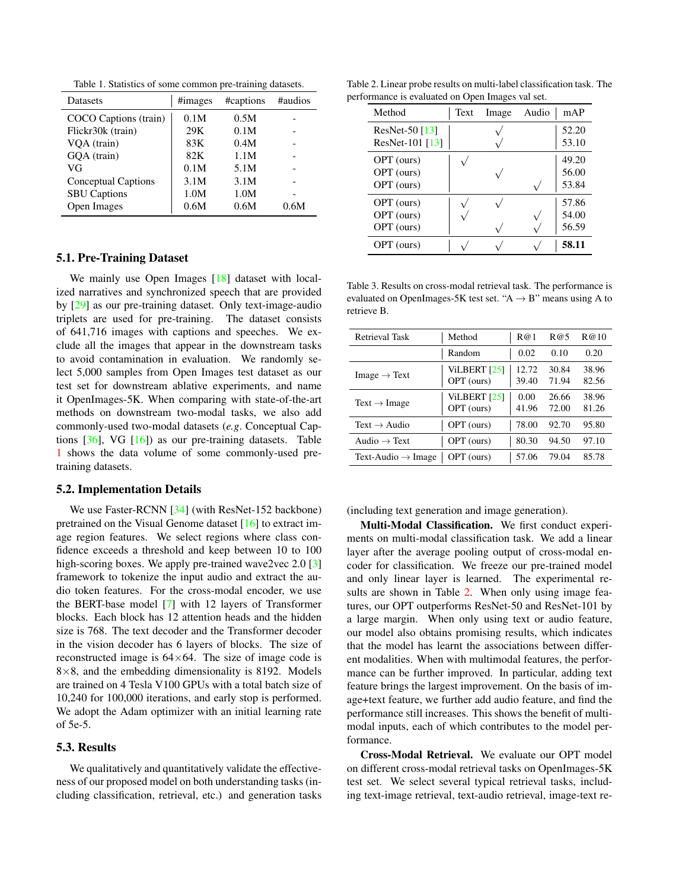Table 1. Statistics of some common pre-training datasets.

| Datasets | #images | #captions | #audios |
|---|---|---|---|
| COCO Captions (train) | 0.1M | 0.5M | - |
| Flickr30k (train) | 29K | 0.1M | - |
| VQA (train) | 83K | 0.4M | - |
| GQA (train) | 82K | 1.1M | - |
| VG | 0.1M | 5.1M | - |
| Conceptual Captions | 3.1M | 3.1M | - |
| SBU Captions | 1.0M | 1.0M | - |
| Open Images | 0.6M | 0.6M | 0.6M |

### 5.1. Pre-Training Dataset

We mainly use Open Images [18] dataset with localized narratives and synchronized speech that are provided by [29] as our pre-training dataset. Only text-image-audio triplets are used for pre-training. The dataset consists of 641,716 images with captions and speeches. We exclude all the images that appear in the downstream tasks to avoid contamination in evaluation. We randomly select 5,000 samples from Open Images test dataset as our test set for downstream ablative experiments, and name it OpenImages-5K. When comparing with state-of-the-art methods on downstream two-modal tasks, we also add commonly-used two-modal datasets (*e.g*. Conceptual Captions [36], VG [16]) as our pre-training datasets. Table 1 shows the data volume of some commonly-used pre-training datasets.

### 5.2. Implementation Details

We use Faster-RCNN [34] (with ResNet-152 backbone) pretrained on the Visual Genome dataset [16] to extract image region features. We select regions where class confidence exceeds a threshold and keep between 10 to 100 high-scoring boxes. We apply pre-trained wave2vec 2.0 [3] framework to tokenize the input audio and extract the audio token features. For the cross-modal encoder, we use the BERT-base model [7] with 12 layers of Transformer blocks. Each block has 12 attention heads and the hidden size is 768. The text decoder and the Transformer decoder in the vision decoder has 6 layers of blocks. The size of reconstructed image is $64\times64$. The size of image code is $8\times8$, and the embedding dimensionality is 8192. Models are trained on 4 Tesla V100 GPUs with a total batch size of 10,240 for 100,000 iterations, and early stop is performed. We adopt the Adam optimizer with an initial learning rate of 5e-5.

### 5.3. Results

We qualitatively and quantitatively validate the effectiveness of our proposed model on both understanding tasks (including classification, retrieval, etc.) and generation tasks (including text generation and image generation).

Table 2. Linear probe results on multi-label classification task. The performance is evaluated on Open Images val set.

| Method | Text | Image | Audio | mAP |
|---|---|---|---|---|
| ResNet-50 [13] | | √ | | 52.20 |
| ResNet-101 [13] | | √ | | 53.10 |
| OPT (ours) | √ | | | 49.20 |
| OPT (ours) | | √ | | 56.00 |
| OPT (ours) | | | √ | 53.84 |
| OPT (ours) | √ | √ | | 57.86 |
| OPT (ours) | √ | | √ | 54.00 |
| OPT (ours) | | √ | √ | 56.59 |
| OPT (ours) | √ | √ | √ | **58.11** |

Table 3. Results on cross-modal retrieval task. The performance is evaluated on OpenImages-5K test set. "A $\rightarrow$ B" means using A to retrieve B.

| Retrieval Task | Method | R@1 | R@5 | R@10 |
|---|---|---|---|---|
| | Random | 0.02 | 0.10 | 0.20 |
| Image $\rightarrow$ Text | ViLBERT [25] | 12.72 | 30.84 | 38.96 |
| | OPT (ours) | 39.40 | 71.94 | 82.56 |
| Text $\rightarrow$ Image | ViLBERT [25] | 0.00 | 26.66 | 38.96 |
| | OPT (ours) | 41.96 | 72.00 | 81.26 |
| Text $\rightarrow$ Audio | OPT (ours) | 78.00 | 92.70 | 95.80 |
| Audio $\rightarrow$ Text | OPT (ours) | 80.30 | 94.50 | 97.10 |
| Text-Audio $\rightarrow$ Image | OPT (ours) | 57.06 | 79.04 | 85.78 |

**Multi-Modal Classification.** We first conduct experiments on multi-modal classification task. We add a linear layer after the average pooling output of cross-modal encoder for classification. We freeze our pre-trained model and only linear layer is learned. The experimental results are shown in Table 2. When only using image features, our OPT outperforms ResNet-50 and ResNet-101 by a large margin. When only using text or audio feature, our model also obtains promising results, which indicates that the model has learnt the associations between different modalities. When with multimodal features, the performance can be further improved. In particular, adding text feature brings the largest improvement. On the basis of image+text feature, we further add audio feature, and find the performance still increases. This shows the benefit of multi-modal inputs, each of which contributes to the model performance.

**Cross-Modal Retrieval.** We evaluate our OPT model on different cross-modal retrieval tasks on OpenImages-5K test set. We select several typical retrieval tasks, including text-image retrieval, text-audio retrieval, image-text re-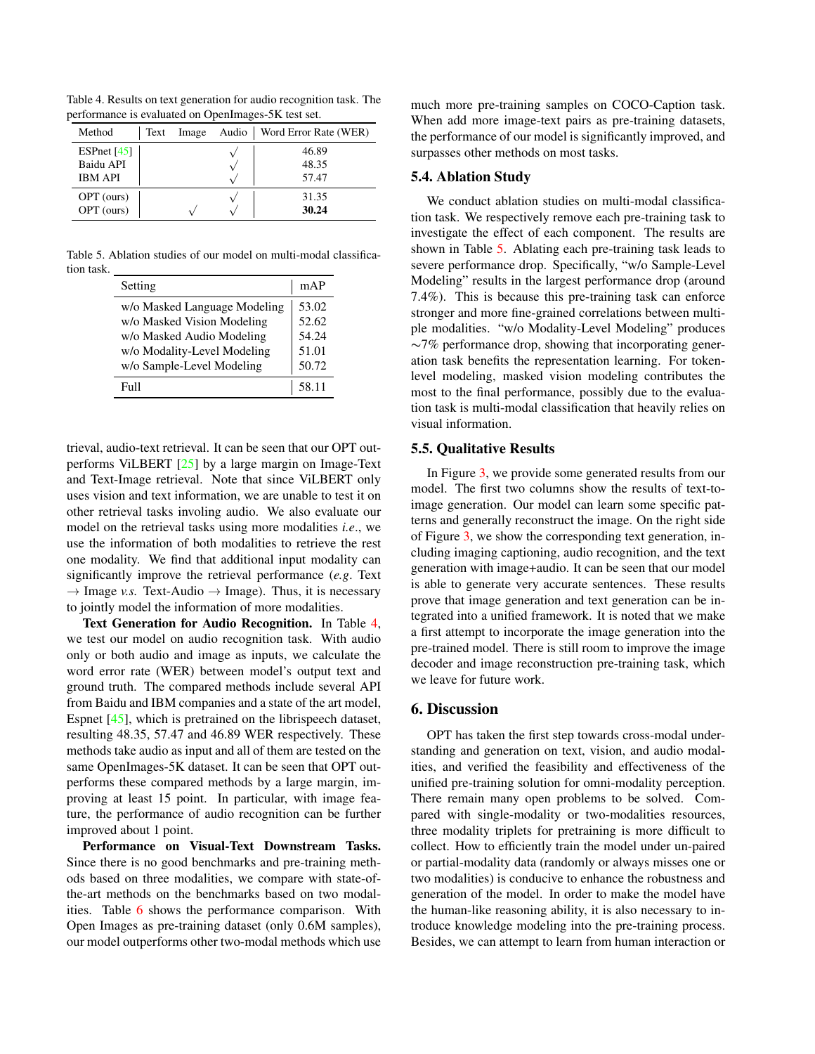Table 4. Results on text generation for audio recognition task. The performance is evaluated on OpenImages-5K test set.

| Method | Text | Image | Audio | Word Error Rate (WER) |
|---|---|---|---|---|
| ESPnet [45] | | | √ | 46.89 |
| Baidu API | | | √ | 48.35 |
| IBM API | | | √ | 57.47 |
| OPT (ours) | | | √ | 31.35 |
| OPT (ours) | | √ | √ | **30.24** |

Table 5. Ablation studies of our model on multi-modal classification task.

| Setting | mAP |
|---|---|
| w/o Masked Language Modeling | 53.02 |
| w/o Masked Vision Modeling | 52.62 |
| w/o Masked Audio Modeling | 54.24 |
| w/o Modality-Level Modeling | 51.01 |
| w/o Sample-Level Modeling | 50.72 |
| Full | 58.11 |

trieval, audio-text retrieval. It can be seen that our OPT outperforms ViLBERT [25] by a large margin on Image-Text and Text-Image retrieval. Note that since ViLBERT only uses vision and text information, we are unable to test it on other retrieval tasks involing audio. We also evaluate our model on the retrieval tasks using more modalities *i.e*., we use the information of both modalities to retrieve the rest one modality. We find that additional input modality can significantly improve the retrieval performance (*e.g*. Text → Image *v.s.* Text-Audio → Image). Thus, it is necessary to jointly model the information of more modalities.

**Text Generation for Audio Recognition.** In Table 4, we test our model on audio recognition task. With audio only or both audio and image as inputs, we calculate the word error rate (WER) between model's output text and ground truth. The compared methods include several API from Baidu and IBM companies and a state of the art model, Espnet [45], which is pretrained on the librispeech dataset, resulting 48.35, 57.47 and 46.89 WER respectively. These methods take audio as input and all of them are tested on the same OpenImages-5K dataset. It can be seen that OPT outperforms these compared methods by a large margin, improving at least 15 point. In particular, with image feature, the performance of audio recognition can be further improved about 1 point.

**Performance on Visual-Text Downstream Tasks.** Since there is no good benchmarks and pre-training methods based on three modalities, we compare with state-of-the-art methods on the benchmarks based on two modalities. Table 6 shows the performance comparison. With Open Images as pre-training dataset (only 0.6M samples), our model outperforms other two-modal methods which use much more pre-training samples on COCO-Caption task. When add more image-text pairs as pre-training datasets, the performance of our model is significantly improved, and surpasses other methods on most tasks.

## 5.4. Ablation Study

We conduct ablation studies on multi-modal classification task. We respectively remove each pre-training task to investigate the effect of each component. The results are shown in Table 5. Ablating each pre-training task leads to severe performance drop. Specifically, "w/o Sample-Level Modeling" results in the largest performance drop (around 7.4%). This is because this pre-training task can enforce stronger and more fine-grained correlations between multiple modalities. "w/o Modality-Level Modeling" produces ∼7% performance drop, showing that incorporating generation task benefits the representation learning. For token-level modeling, masked vision modeling contributes the most to the final performance, possibly due to the evaluation task is multi-modal classification that heavily relies on visual information.

## 5.5. Qualitative Results

In Figure 3, we provide some generated results from our model. The first two columns show the results of text-to-image generation. Our model can learn some specific patterns and generally reconstruct the image. On the right side of Figure 3, we show the corresponding text generation, including imaging captioning, audio recognition, and the text generation with image+audio. It can be seen that our model is able to generate very accurate sentences. These results prove that image generation and text generation can be integrated into a unified framework. It is noted that we make a first attempt to incorporate the image generation into the pre-trained model. There is still room to improve the image decoder and image reconstruction pre-training task, which we leave for future work.

# 6. Discussion

OPT has taken the first step towards cross-modal understanding and generation on text, vision, and audio modalities, and verified the feasibility and effectiveness of the unified pre-training solution for omni-modality perception. There remain many open problems to be solved. Compared with single-modality or two-modalities resources, three modality triplets for pretraining is more difficult to collect. How to efficiently train the model under un-paired or partial-modality data (randomly or always misses one or two modalities) is conducive to enhance the robustness and generation of the model. In order to make the model have the human-like reasoning ability, it is also necessary to introduce knowledge modeling into the pre-training process. Besides, we can attempt to learn from human interaction or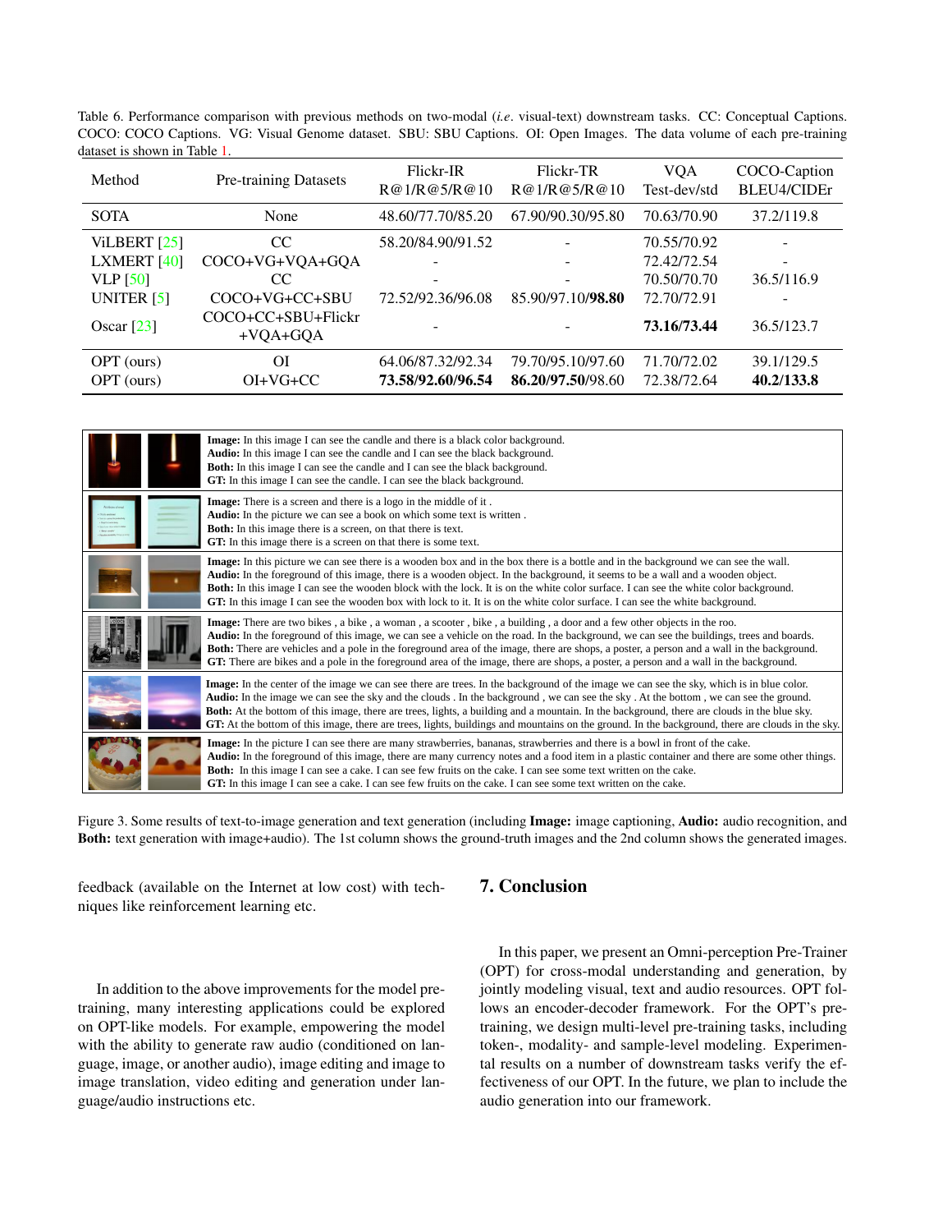Table 6. Performance comparison with previous methods on two-modal (*i.e*. visual-text) downstream tasks. CC: Conceptual Captions. COCO: COCO Captions. VG: Visual Genome dataset. SBU: SBU Captions. OI: Open Images. The data volume of each pre-training dataset is shown in Table 1.

| Method | Pre-training Datasets | Flickr-IR R@1/R@5/R@10 | Flickr-TR R@1/R@5/R@10 | VQA Test-dev/std | COCO-Caption BLEU4/CIDEr |
|---|---|---|---|---|---|
| SOTA | None | 48.60/77.70/85.20 | 67.90/90.30/95.80 | 70.63/70.90 | 37.2/119.8 |
| ViLBERT [25] | CC | 58.20/84.90/91.52 | - | 70.55/70.92 | - |
| LXMERT [40] | COCO+VG+VQA+GQA | - | - | 72.42/72.54 | - |
| VLP [50] | CC | - | - | 70.50/70.70 | 36.5/116.9 |
| UNITER [5] | COCO+VG+CC+SBU | 72.52/92.36/96.08 | 85.90/97.10/**98.80** | 72.70/72.91 | - |
| Oscar [23] | COCO+CC+SBU+Flickr +VQA+GQA | - | - | **73.16/73.44** | 36.5/123.7 |
| OPT (ours) | OI | 64.06/87.32/92.34 | 79.70/95.10/97.60 | 71.70/72.02 | 39.1/129.5 |
| OPT (ours) | OI+VG+CC | **73.58/92.60/96.54** | **86.20/97.50**/98.60 | 72.38/72.64 | **40.2/133.8** |

| | |
|---|---|
| | **Image:** In this image I can see the candle and there is a black color background.<br>**Audio:** In this image I can see the candle and I can see the black background.<br>**Both:** In this image I can see the candle and I can see the black background.<br>**GT:** In this image I can see the candle. I can see the black background. |
| | **Image:** There is a screen and there is a logo in the middle of it .<br>**Audio:** In the picture we can see a book on which some text is written .<br>**Both:** In this image there is a screen, on that there is text.<br>**GT:** In this image there is a screen on that there is some text. |
| | **Image:** In this picture we can see there is a wooden box and in the box there is a bottle and in the background we can see the wall.<br>**Audio:** In the foreground of this image, there is a wooden object. In the background, it seems to be a wall and a wooden object.<br>**Both:** In this image I can see the wooden block with the lock. It is on the white color surface. I can see the white color background.<br>**GT:** In this image I can see the wooden box with lock to it. It is on the white color surface. I can see the white background. |
| | **Image:** There are two bikes , a bike , a woman , a scooter , bike , a building , a door and a few other objects in the roo.<br>**Audio:** In the foreground of this image, we can see a vehicle on the road. In the background, we can see the buildings, trees and boards.<br>**Both:** There are vehicles and a pole in the foreground area of the image, there are shops, a poster, a person and a wall in the background.<br>**GT:** There are bikes and a pole in the foreground area of the image, there are shops, a poster, a person and a wall in the background. |
| | **Image:** In the center of the image we can see there are trees. In the background of the image we can see the sky, which is in blue color.<br>**Audio:** In the image we can see the sky and the clouds . In the background , we can see the sky . At the bottom , we can see the ground.<br>**Both:** At the bottom of this image, there are trees, lights, a building and a mountain. In the background, there are clouds in the blue sky.<br>**GT:** At the bottom of this image, there are trees, lights, buildings and mountains on the ground. In the background, there are clouds in the sky. |
| | **Image:** In the picture I can see there are many strawberries, bananas, strawberries and there is a bowl in front of the cake.<br>**Audio:** In the foreground of this image, there are many currency notes and a food item in a plastic container and there are some other things.<br>**Both:** In this image I can see a cake. I can see few fruits on the cake. I can see some text written on the cake.<br>**GT:** In this image I can see a cake. I can see few fruits on the cake. I can see some text written on the cake. |

Figure 3. Some results of text-to-image generation and text generation (including **Image:** image captioning, **Audio:** audio recognition, and **Both:** text generation with image+audio). The 1st column shows the ground-truth images and the 2nd column shows the generated images.

feedback (available on the Internet at low cost) with techniques like reinforcement learning etc.

In addition to the above improvements for the model pre-training, many interesting applications could be explored on OPT-like models. For example, empowering the model with the ability to generate raw audio (conditioned on language, image, or another audio), image editing and image to image translation, video editing and generation under language/audio instructions etc.

## 7. Conclusion

In this paper, we present an Omni-perception Pre-Trainer (OPT) for cross-modal understanding and generation, by jointly modeling visual, text and audio resources. OPT follows an encoder-decoder framework. For the OPT's pre-training, we design multi-level pre-training tasks, including token-, modality- and sample-level modeling. Experimental results on a number of downstream tasks verify the effectiveness of our OPT. In the future, we plan to include the audio generation into our framework.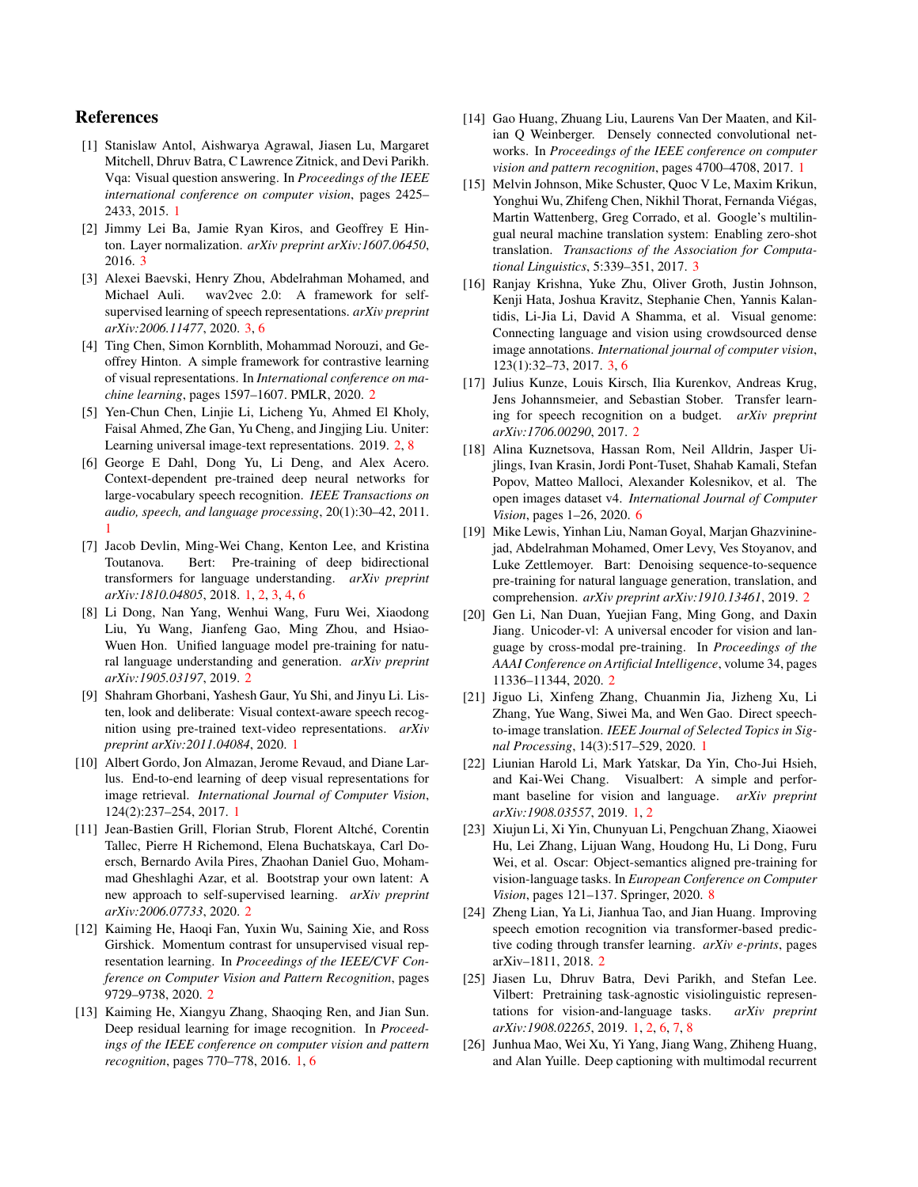## References

[1] Stanislaw Antol, Aishwarya Agrawal, Jiasen Lu, Margaret Mitchell, Dhruv Batra, C Lawrence Zitnick, and Devi Parikh. Vqa: Visual question answering. In *Proceedings of the IEEE international conference on computer vision*, pages 2425–2433, 2015. 1

[2] Jimmy Lei Ba, Jamie Ryan Kiros, and Geoffrey E Hinton. Layer normalization. *arXiv preprint arXiv:1607.06450*, 2016. 3

[3] Alexei Baevski, Henry Zhou, Abdelrahman Mohamed, and Michael Auli. wav2vec 2.0: A framework for self-supervised learning of speech representations. *arXiv preprint arXiv:2006.11477*, 2020. 3, 6

[4] Ting Chen, Simon Kornblith, Mohammad Norouzi, and Geoffrey Hinton. A simple framework for contrastive learning of visual representations. In *International conference on machine learning*, pages 1597–1607. PMLR, 2020. 2

[5] Yen-Chun Chen, Linjie Li, Licheng Yu, Ahmed El Kholy, Faisal Ahmed, Zhe Gan, Yu Cheng, and Jingjing Liu. Uniter: Learning universal image-text representations. 2019. 2, 8

[6] George E Dahl, Dong Yu, Li Deng, and Alex Acero. Context-dependent pre-trained deep neural networks for large-vocabulary speech recognition. *IEEE Transactions on audio, speech, and language processing*, 20(1):30–42, 2011. 1

[7] Jacob Devlin, Ming-Wei Chang, Kenton Lee, and Kristina Toutanova. Bert: Pre-training of deep bidirectional transformers for language understanding. *arXiv preprint arXiv:1810.04805*, 2018. 1, 2, 3, 4, 6

[8] Li Dong, Nan Yang, Wenhui Wang, Furu Wei, Xiaodong Liu, Yu Wang, Jianfeng Gao, Ming Zhou, and Hsiao-Wuen Hon. Unified language model pre-training for natural language understanding and generation. *arXiv preprint arXiv:1905.03197*, 2019. 2

[9] Shahram Ghorbani, Yashesh Gaur, Yu Shi, and Jinyu Li. Listen, look and deliberate: Visual context-aware speech recognition using pre-trained text-video representations. *arXiv preprint arXiv:2011.04084*, 2020. 1

[10] Albert Gordo, Jon Almazan, Jerome Revaud, and Diane Larlus. End-to-end learning of deep visual representations for image retrieval. *International Journal of Computer Vision*, 124(2):237–254, 2017. 1

[11] Jean-Bastien Grill, Florian Strub, Florent Altché, Corentin Tallec, Pierre H Richemond, Elena Buchatskaya, Carl Doersch, Bernardo Avila Pires, Zhaohan Daniel Guo, Mohammad Gheshlaghi Azar, et al. Bootstrap your own latent: A new approach to self-supervised learning. *arXiv preprint arXiv:2006.07733*, 2020. 2

[12] Kaiming He, Haoqi Fan, Yuxin Wu, Saining Xie, and Ross Girshick. Momentum contrast for unsupervised visual representation learning. In *Proceedings of the IEEE/CVF Conference on Computer Vision and Pattern Recognition*, pages 9729–9738, 2020. 2

[13] Kaiming He, Xiangyu Zhang, Shaoqing Ren, and Jian Sun. Deep residual learning for image recognition. In *Proceedings of the IEEE conference on computer vision and pattern recognition*, pages 770–778, 2016. 1, 6

[14] Gao Huang, Zhuang Liu, Laurens Van Der Maaten, and Kilian Q Weinberger. Densely connected convolutional networks. In *Proceedings of the IEEE conference on computer vision and pattern recognition*, pages 4700–4708, 2017. 1

[15] Melvin Johnson, Mike Schuster, Quoc V Le, Maxim Krikun, Yonghui Wu, Zhifeng Chen, Nikhil Thorat, Fernanda Viégas, Martin Wattenberg, Greg Corrado, et al. Google's multilingual neural machine translation system: Enabling zero-shot translation. *Transactions of the Association for Computational Linguistics*, 5:339–351, 2017. 3

[16] Ranjay Krishna, Yuke Zhu, Oliver Groth, Justin Johnson, Kenji Hata, Joshua Kravitz, Stephanie Chen, Yannis Kalantidis, Li-Jia Li, David A Shamma, et al. Visual genome: Connecting language and vision using crowdsourced dense image annotations. *International journal of computer vision*, 123(1):32–73, 2017. 3, 6

[17] Julius Kunze, Louis Kirsch, Ilia Kurenkov, Andreas Krug, Jens Johannsmeier, and Sebastian Stober. Transfer learning for speech recognition on a budget. *arXiv preprint arXiv:1706.00290*, 2017. 2

[18] Alina Kuznetsova, Hassan Rom, Neil Alldrin, Jasper Uijlings, Ivan Krasin, Jordi Pont-Tuset, Shahab Kamali, Stefan Popov, Matteo Malloci, Alexander Kolesnikov, et al. The open images dataset v4. *International Journal of Computer Vision*, pages 1–26, 2020. 6

[19] Mike Lewis, Yinhan Liu, Naman Goyal, Marjan Ghazvininejad, Abdelrahman Mohamed, Omer Levy, Ves Stoyanov, and Luke Zettlemoyer. Bart: Denoising sequence-to-sequence pre-training for natural language generation, translation, and comprehension. *arXiv preprint arXiv:1910.13461*, 2019. 2

[20] Gen Li, Nan Duan, Yuejian Fang, Ming Gong, and Daxin Jiang. Unicoder-vl: A universal encoder for vision and language by cross-modal pre-training. In *Proceedings of the AAAI Conference on Artificial Intelligence*, volume 34, pages 11336–11344, 2020. 2

[21] Jiguo Li, Xinfeng Zhang, Chuanmin Jia, Jizheng Xu, Li Zhang, Yue Wang, Siwei Ma, and Wen Gao. Direct speech-to-image translation. *IEEE Journal of Selected Topics in Signal Processing*, 14(3):517–529, 2020. 1

[22] Liunian Harold Li, Mark Yatskar, Da Yin, Cho-Jui Hsieh, and Kai-Wei Chang. Visualbert: A simple and performant baseline for vision and language. *arXiv preprint arXiv:1908.03557*, 2019. 1, 2

[23] Xiujun Li, Xi Yin, Chunyuan Li, Pengchuan Zhang, Xiaowei Hu, Lei Zhang, Lijuan Wang, Houdong Hu, Li Dong, Furu Wei, et al. Oscar: Object-semantics aligned pre-training for vision-language tasks. In *European Conference on Computer Vision*, pages 121–137. Springer, 2020. 8

[24] Zheng Lian, Ya Li, Jianhua Tao, and Jian Huang. Improving speech emotion recognition via transformer-based predictive coding through transfer learning. *arXiv e-prints*, pages arXiv–1811, 2018. 2

[25] Jiasen Lu, Dhruv Batra, Devi Parikh, and Stefan Lee. Vilbert: Pretraining task-agnostic visiolinguistic representations for vision-and-language tasks. *arXiv preprint arXiv:1908.02265*, 2019. 1, 2, 6, 7, 8

[26] Junhua Mao, Wei Xu, Yi Yang, Jiang Wang, Zhiheng Huang, and Alan Yuille. Deep captioning with multimodal recurrent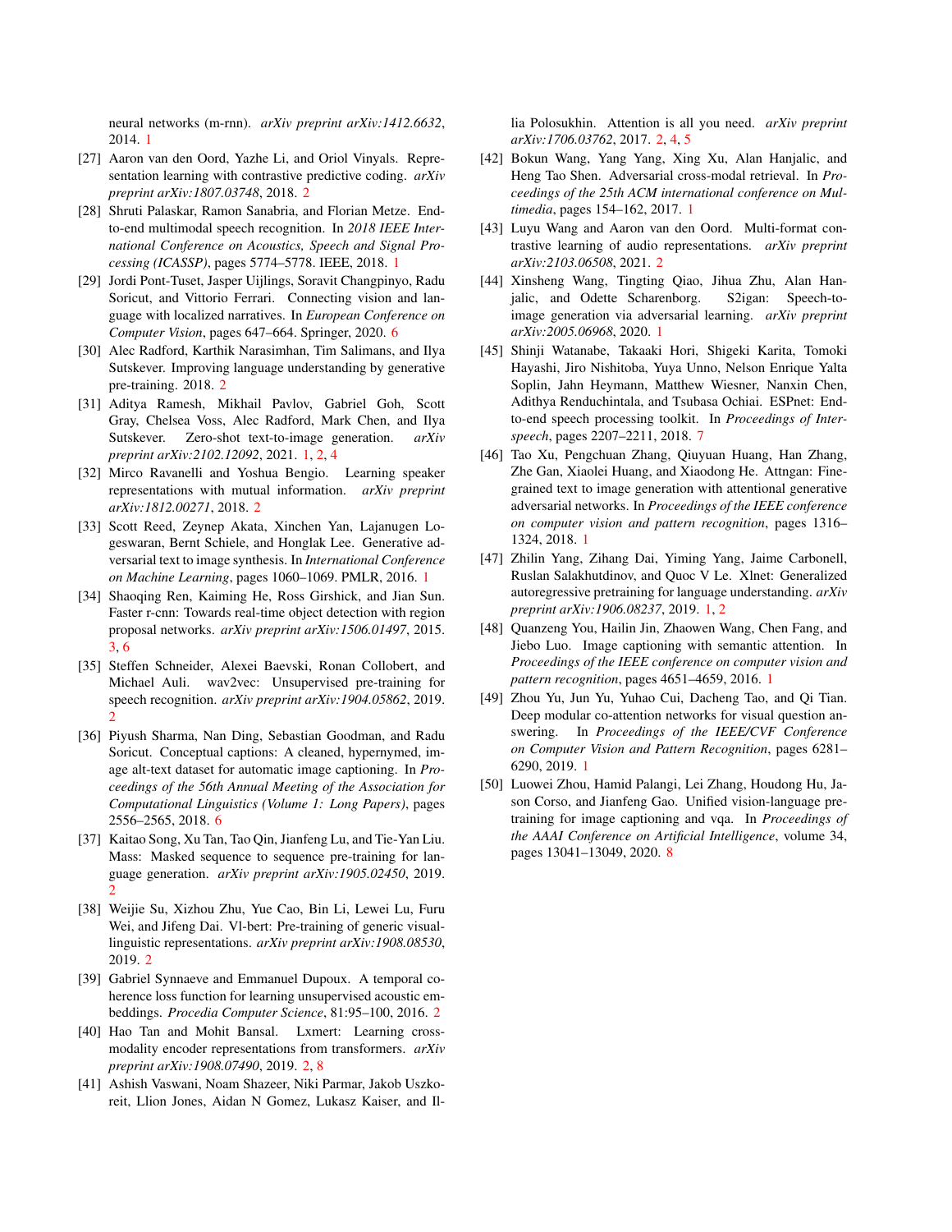neural networks (m-rnn). *arXiv preprint arXiv:1412.6632*, 2014. 1

[27] Aaron van den Oord, Yazhe Li, and Oriol Vinyals. Representation learning with contrastive predictive coding. *arXiv preprint arXiv:1807.03748*, 2018. 2

[28] Shruti Palaskar, Ramon Sanabria, and Florian Metze. End-to-end multimodal speech recognition. In *2018 IEEE International Conference on Acoustics, Speech and Signal Processing (ICASSP)*, pages 5774–5778. IEEE, 2018. 1

[29] Jordi Pont-Tuset, Jasper Uijlings, Soravit Changpinyo, Radu Soricut, and Vittorio Ferrari. Connecting vision and language with localized narratives. In *European Conference on Computer Vision*, pages 647–664. Springer, 2020. 6

[30] Alec Radford, Karthik Narasimhan, Tim Salimans, and Ilya Sutskever. Improving language understanding by generative pre-training. 2018. 2

[31] Aditya Ramesh, Mikhail Pavlov, Gabriel Goh, Scott Gray, Chelsea Voss, Alec Radford, Mark Chen, and Ilya Sutskever. Zero-shot text-to-image generation. *arXiv preprint arXiv:2102.12092*, 2021. 1, 2, 4

[32] Mirco Ravanelli and Yoshua Bengio. Learning speaker representations with mutual information. *arXiv preprint arXiv:1812.00271*, 2018. 2

[33] Scott Reed, Zeynep Akata, Xinchen Yan, Lajanugen Logeswaran, Bernt Schiele, and Honglak Lee. Generative adversarial text to image synthesis. In *International Conference on Machine Learning*, pages 1060–1069. PMLR, 2016. 1

[34] Shaoqing Ren, Kaiming He, Ross Girshick, and Jian Sun. Faster r-cnn: Towards real-time object detection with region proposal networks. *arXiv preprint arXiv:1506.01497*, 2015. 3, 6

[35] Steffen Schneider, Alexei Baevski, Ronan Collobert, and Michael Auli. wav2vec: Unsupervised pre-training for speech recognition. *arXiv preprint arXiv:1904.05862*, 2019. 2

[36] Piyush Sharma, Nan Ding, Sebastian Goodman, and Radu Soricut. Conceptual captions: A cleaned, hypernymed, image alt-text dataset for automatic image captioning. In *Proceedings of the 56th Annual Meeting of the Association for Computational Linguistics (Volume 1: Long Papers)*, pages 2556–2565, 2018. 6

[37] Kaitao Song, Xu Tan, Tao Qin, Jianfeng Lu, and Tie-Yan Liu. Mass: Masked sequence to sequence pre-training for language generation. *arXiv preprint arXiv:1905.02450*, 2019. 2

[38] Weijie Su, Xizhou Zhu, Yue Cao, Bin Li, Lewei Lu, Furu Wei, and Jifeng Dai. Vl-bert: Pre-training of generic visual-linguistic representations. *arXiv preprint arXiv:1908.08530*, 2019. 2

[39] Gabriel Synnaeve and Emmanuel Dupoux. A temporal coherence loss function for learning unsupervised acoustic embeddings. *Procedia Computer Science*, 81:95–100, 2016. 2

[40] Hao Tan and Mohit Bansal. Lxmert: Learning cross-modality encoder representations from transformers. *arXiv preprint arXiv:1908.07490*, 2019. 2, 8

[41] Ashish Vaswani, Noam Shazeer, Niki Parmar, Jakob Uszkoreit, Llion Jones, Aidan N Gomez, Lukasz Kaiser, and Illia Polosukhin. Attention is all you need. *arXiv preprint arXiv:1706.03762*, 2017. 2, 4, 5

[42] Bokun Wang, Yang Yang, Xing Xu, Alan Hanjalic, and Heng Tao Shen. Adversarial cross-modal retrieval. In *Proceedings of the 25th ACM international conference on Multimedia*, pages 154–162, 2017. 1

[43] Luyu Wang and Aaron van den Oord. Multi-format contrastive learning of audio representations. *arXiv preprint arXiv:2103.06508*, 2021. 2

[44] Xinsheng Wang, Tingting Qiao, Jihua Zhu, Alan Hanjalic, and Odette Scharenborg. S2igan: Speech-to-image generation via adversarial learning. *arXiv preprint arXiv:2005.06968*, 2020. 1

[45] Shinji Watanabe, Takaaki Hori, Shigeki Karita, Tomoki Hayashi, Jiro Nishitoba, Yuya Unno, Nelson Enrique Yalta Soplin, Jahn Heymann, Matthew Wiesner, Nanxin Chen, Adithya Renduchintala, and Tsubasa Ochiai. ESPnet: End-to-end speech processing toolkit. In *Proceedings of Interspeech*, pages 2207–2211, 2018. 7

[46] Tao Xu, Pengchuan Zhang, Qiuyuan Huang, Han Zhang, Zhe Gan, Xiaolei Huang, and Xiaodong He. Attngan: Fine-grained text to image generation with attentional generative adversarial networks. In *Proceedings of the IEEE conference on computer vision and pattern recognition*, pages 1316–1324, 2018. 1

[47] Zhilin Yang, Zihang Dai, Yiming Yang, Jaime Carbonell, Ruslan Salakhutdinov, and Quoc V Le. Xlnet: Generalized autoregressive pretraining for language understanding. *arXiv preprint arXiv:1906.08237*, 2019. 1, 2

[48] Quanzeng You, Hailin Jin, Zhaowen Wang, Chen Fang, and Jiebo Luo. Image captioning with semantic attention. In *Proceedings of the IEEE conference on computer vision and pattern recognition*, pages 4651–4659, 2016. 1

[49] Zhou Yu, Jun Yu, Yuhao Cui, Dacheng Tao, and Qi Tian. Deep modular co-attention networks for visual question answering. In *Proceedings of the IEEE/CVF Conference on Computer Vision and Pattern Recognition*, pages 6281–6290, 2019. 1

[50] Luowei Zhou, Hamid Palangi, Lei Zhang, Houdong Hu, Jason Corso, and Jianfeng Gao. Unified vision-language pre-training for image captioning and vqa. In *Proceedings of the AAAI Conference on Artificial Intelligence*, volume 34, pages 13041–13049, 2020. 8